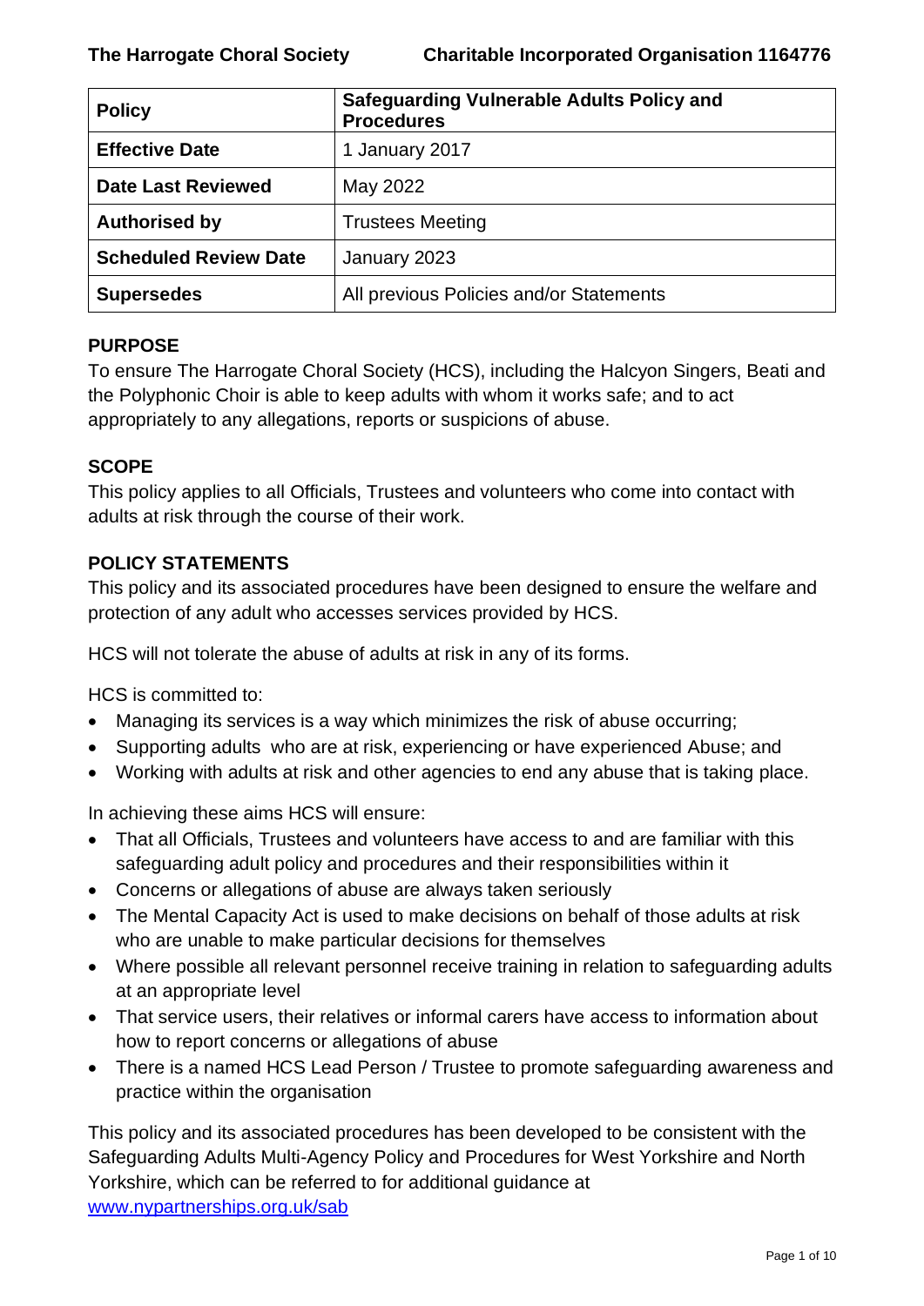**The Harrogate Choral Society** **Charitable Incorporated Organisation 1164776**

| **Policy** | **Safeguarding Vulnerable Adults Policy and Procedures** |
|---|---|
| **Effective Date** | 1 January 2017 |
| **Date Last Reviewed** | May 2022 |
| **Authorised by** | Trustees Meeting |
| **Scheduled Review Date** | January 2023 |
| **Supersedes** | All previous Policies and/or Statements |

## PURPOSE

To ensure The Harrogate Choral Society (HCS), including the Halcyon Singers, Beati and the Polyphonic Choir is able to keep adults with whom it works safe; and to act appropriately to any allegations, reports or suspicions of abuse.

## SCOPE

This policy applies to all Officials, Trustees and volunteers who come into contact with adults at risk through the course of their work.

## POLICY STATEMENTS

This policy and its associated procedures have been designed to ensure the welfare and protection of any adult who accesses services provided by HCS.

HCS will not tolerate the abuse of adults at risk in any of its forms.

HCS is committed to:

- Managing its services is a way which minimizes the risk of abuse occurring;
- Supporting adults who are at risk, experiencing or have experienced Abuse; and
- Working with adults at risk and other agencies to end any abuse that is taking place.

In achieving these aims HCS will ensure:

- That all Officials, Trustees and volunteers have access to and are familiar with this safeguarding adult policy and procedures and their responsibilities within it
- Concerns or allegations of abuse are always taken seriously
- The Mental Capacity Act is used to make decisions on behalf of those adults at risk who are unable to make particular decisions for themselves
- Where possible all relevant personnel receive training in relation to safeguarding adults at an appropriate level
- That service users, their relatives or informal carers have access to information about how to report concerns or allegations of abuse
- There is a named HCS Lead Person / Trustee to promote safeguarding awareness and practice within the organisation

This policy and its associated procedures has been developed to be consistent with the Safeguarding Adults Multi-Agency Policy and Procedures for West Yorkshire and North Yorkshire, which can be referred to for additional guidance at [www.nypartnerships.org.uk/sab](www.nypartnerships.org.uk/sab)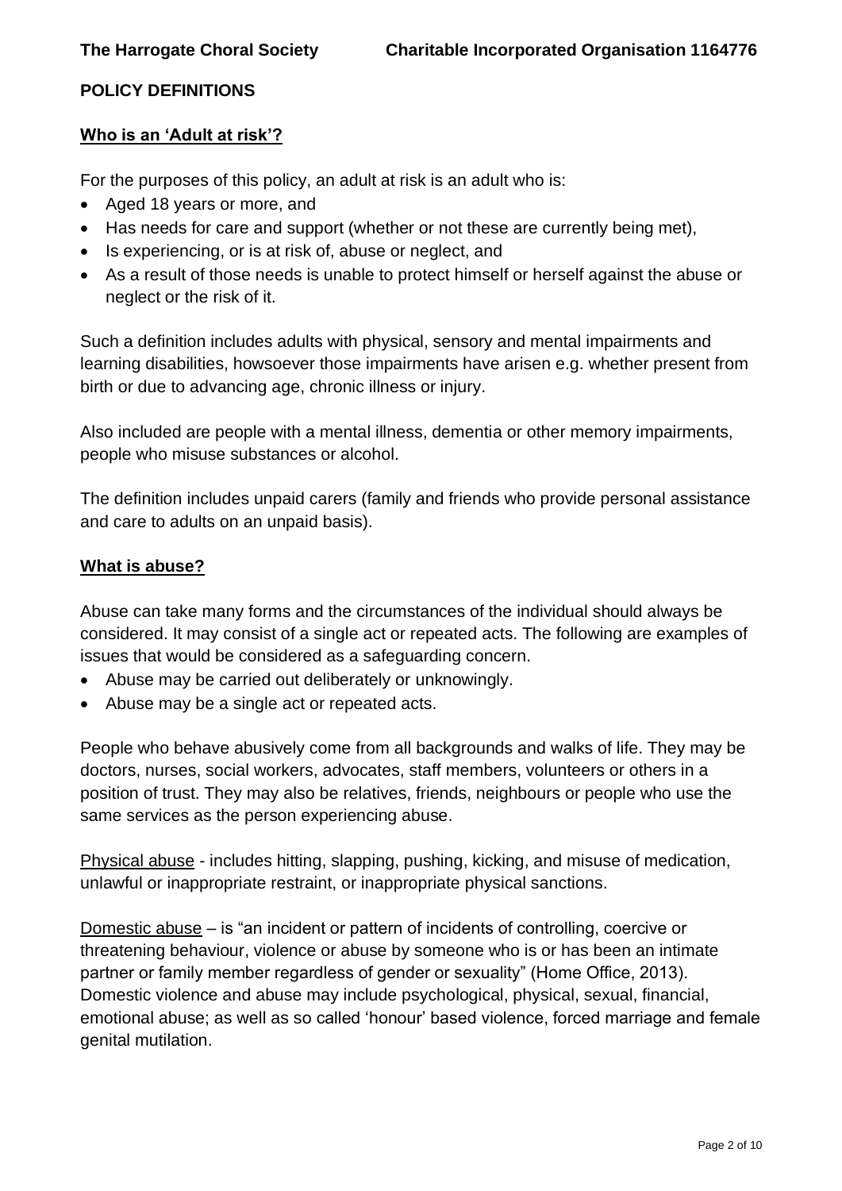## POLICY DEFINITIONS

### Who is an 'Adult at risk'?

For the purposes of this policy, an adult at risk is an adult who is:

- Aged 18 years or more, and
- Has needs for care and support (whether or not these are currently being met),
- Is experiencing, or is at risk of, abuse or neglect, and
- As a result of those needs is unable to protect himself or herself against the abuse or neglect or the risk of it.

Such a definition includes adults with physical, sensory and mental impairments and learning disabilities, howsoever those impairments have arisen e.g. whether present from birth or due to advancing age, chronic illness or injury.

Also included are people with a mental illness, dementia or other memory impairments, people who misuse substances or alcohol.

The definition includes unpaid carers (family and friends who provide personal assistance and care to adults on an unpaid basis).

### What is abuse?

Abuse can take many forms and the circumstances of the individual should always be considered. It may consist of a single act or repeated acts. The following are examples of issues that would be considered as a safeguarding concern.

- Abuse may be carried out deliberately or unknowingly.
- Abuse may be a single act or repeated acts.

People who behave abusively come from all backgrounds and walks of life. They may be doctors, nurses, social workers, advocates, staff members, volunteers or others in a position of trust. They may also be relatives, friends, neighbours or people who use the same services as the person experiencing abuse.

Physical abuse - includes hitting, slapping, pushing, kicking, and misuse of medication, unlawful or inappropriate restraint, or inappropriate physical sanctions.

Domestic abuse – is "an incident or pattern of incidents of controlling, coercive or threatening behaviour, violence or abuse by someone who is or has been an intimate partner or family member regardless of gender or sexuality" (Home Office, 2013). Domestic violence and abuse may include psychological, physical, sexual, financial, emotional abuse; as well as so called 'honour' based violence, forced marriage and female genital mutilation.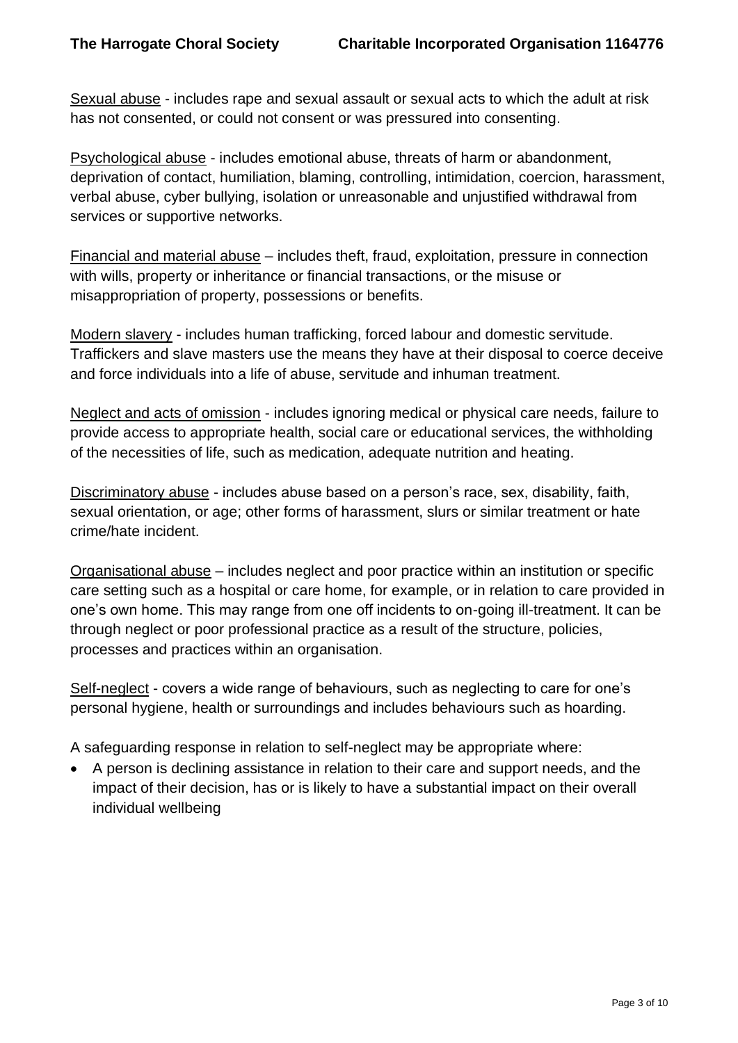Sexual abuse - includes rape and sexual assault or sexual acts to which the adult at risk has not consented, or could not consent or was pressured into consenting.

Psychological abuse - includes emotional abuse, threats of harm or abandonment, deprivation of contact, humiliation, blaming, controlling, intimidation, coercion, harassment, verbal abuse, cyber bullying, isolation or unreasonable and unjustified withdrawal from services or supportive networks.

Financial and material abuse – includes theft, fraud, exploitation, pressure in connection with wills, property or inheritance or financial transactions, or the misuse or misappropriation of property, possessions or benefits.

Modern slavery - includes human trafficking, forced labour and domestic servitude. Traffickers and slave masters use the means they have at their disposal to coerce deceive and force individuals into a life of abuse, servitude and inhuman treatment.

Neglect and acts of omission - includes ignoring medical or physical care needs, failure to provide access to appropriate health, social care or educational services, the withholding of the necessities of life, such as medication, adequate nutrition and heating.

Discriminatory abuse - includes abuse based on a person's race, sex, disability, faith, sexual orientation, or age; other forms of harassment, slurs or similar treatment or hate crime/hate incident.

Organisational abuse – includes neglect and poor practice within an institution or specific care setting such as a hospital or care home, for example, or in relation to care provided in one's own home. This may range from one off incidents to on-going ill-treatment. It can be through neglect or poor professional practice as a result of the structure, policies, processes and practices within an organisation.

Self-neglect - covers a wide range of behaviours, such as neglecting to care for one's personal hygiene, health or surroundings and includes behaviours such as hoarding.

A safeguarding response in relation to self-neglect may be appropriate where:

- A person is declining assistance in relation to their care and support needs, and the impact of their decision, has or is likely to have a substantial impact on their overall individual wellbeing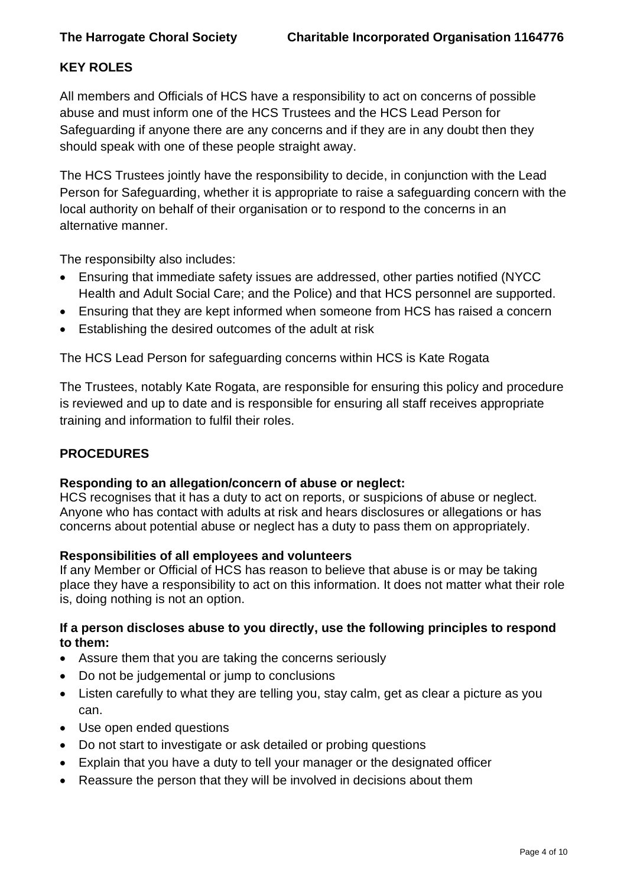## KEY ROLES

All members and Officials of HCS have a responsibility to act on concerns of possible abuse and must inform one of the HCS Trustees and the HCS Lead Person for Safeguarding if anyone there are any concerns and if they are in any doubt then they should speak with one of these people straight away.

The HCS Trustees jointly have the responsibility to decide, in conjunction with the Lead Person for Safeguarding, whether it is appropriate to raise a safeguarding concern with the local authority on behalf of their organisation or to respond to the concerns in an alternative manner.

The responsibilty also includes:

- Ensuring that immediate safety issues are addressed, other parties notified (NYCC Health and Adult Social Care; and the Police) and that HCS personnel are supported.
- Ensuring that they are kept informed when someone from HCS has raised a concern
- Establishing the desired outcomes of the adult at risk

The HCS Lead Person for safeguarding concerns within HCS is Kate Rogata

The Trustees, notably Kate Rogata, are responsible for ensuring this policy and procedure is reviewed and up to date and is responsible for ensuring all staff receives appropriate training and information to fulfil their roles.

## PROCEDURES

**Responding to an allegation/concern of abuse or neglect:**
HCS recognises that it has a duty to act on reports, or suspicions of abuse or neglect. Anyone who has contact with adults at risk and hears disclosures or allegations or has concerns about potential abuse or neglect has a duty to pass them on appropriately.

**Responsibilities of all employees and volunteers**
If any Member or Official of HCS has reason to believe that abuse is or may be taking place they have a responsibility to act on this information. It does not matter what their role is, doing nothing is not an option.

**If a person discloses abuse to you directly, use the following principles to respond to them:**

- Assure them that you are taking the concerns seriously
- Do not be judgemental or jump to conclusions
- Listen carefully to what they are telling you, stay calm, get as clear a picture as you can.
- Use open ended questions
- Do not start to investigate or ask detailed or probing questions
- Explain that you have a duty to tell your manager or the designated officer
- Reassure the person that they will be involved in decisions about them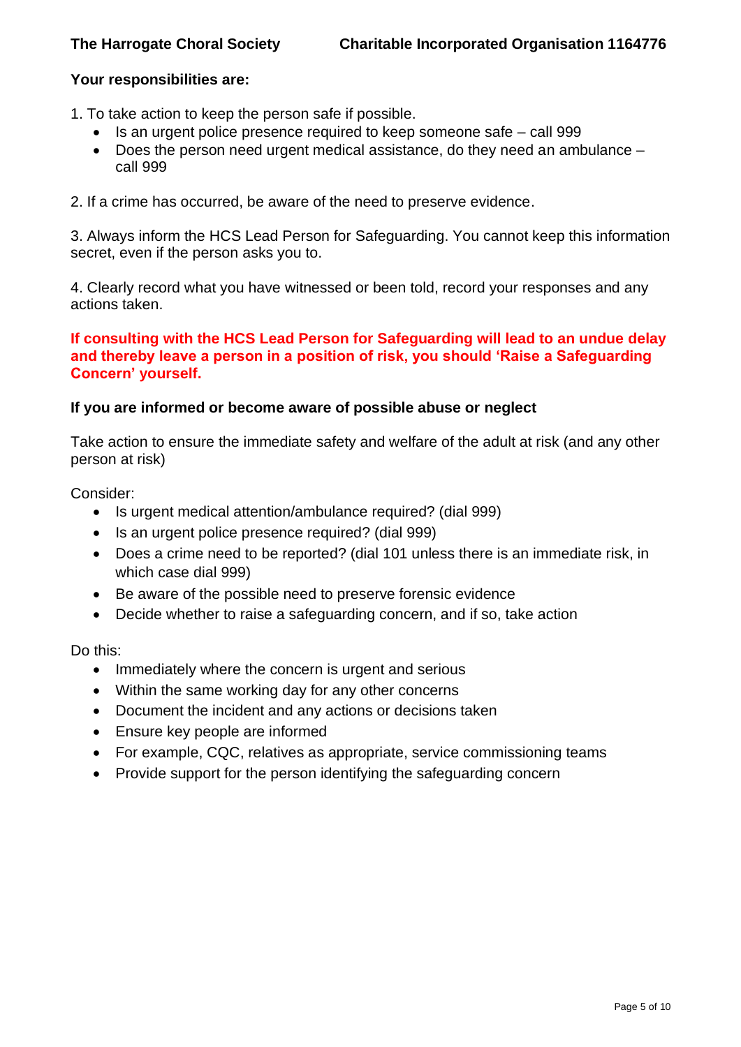**Your responsibilities are:**

1. To take action to keep the person safe if possible.
    - Is an urgent police presence required to keep someone safe – call 999
    - Does the person need urgent medical assistance, do they need an ambulance – call 999

2. If a crime has occurred, be aware of the need to preserve evidence.

3. Always inform the HCS Lead Person for Safeguarding. You cannot keep this information secret, even if the person asks you to.

4. Clearly record what you have witnessed or been told, record your responses and any actions taken.

**If consulting with the HCS Lead Person for Safeguarding will lead to an undue delay and thereby leave a person in a position of risk, you should 'Raise a Safeguarding Concern' yourself.**

**If you are informed or become aware of possible abuse or neglect**

Take action to ensure the immediate safety and welfare of the adult at risk (and any other person at risk)

Consider:

- Is urgent medical attention/ambulance required? (dial 999)
- Is an urgent police presence required? (dial 999)
- Does a crime need to be reported? (dial 101 unless there is an immediate risk, in which case dial 999)
- Be aware of the possible need to preserve forensic evidence
- Decide whether to raise a safeguarding concern, and if so, take action

Do this:

- Immediately where the concern is urgent and serious
- Within the same working day for any other concerns
- Document the incident and any actions or decisions taken
- Ensure key people are informed
- For example, CQC, relatives as appropriate, service commissioning teams
- Provide support for the person identifying the safeguarding concern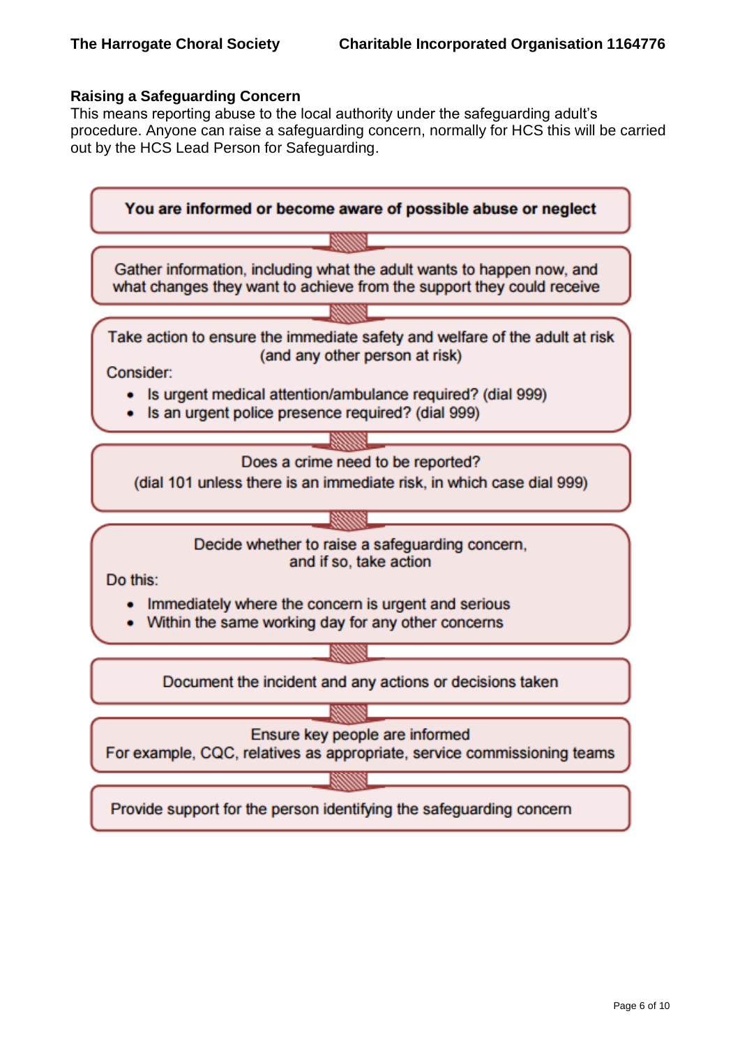## Raising a Safeguarding Concern

This means reporting abuse to the local authority under the safeguarding adult's procedure. Anyone can raise a safeguarding concern, normally for HCS this will be carried out by the HCS Lead Person for Safeguarding.

**You are informed or become aware of possible abuse or neglect**

↓

Gather information, including what the adult wants to happen now, and what changes they want to achieve from the support they could receive

↓

Take action to ensure the immediate safety and welfare of the adult at risk (and any other person at risk)

Consider:

- Is urgent medical attention/ambulance required? (dial 999)
- Is an urgent police presence required? (dial 999)

↓

Does a crime need to be reported?
(dial 101 unless there is an immediate risk, in which case dial 999)

↓

Decide whether to raise a safeguarding concern, and if so, take action

Do this:

- Immediately where the concern is urgent and serious
- Within the same working day for any other concerns

↓

Document the incident and any actions or decisions taken

↓

Ensure key people are informed
For example, CQC, relatives as appropriate, service commissioning teams

↓

Provide support for the person identifying the safeguarding concern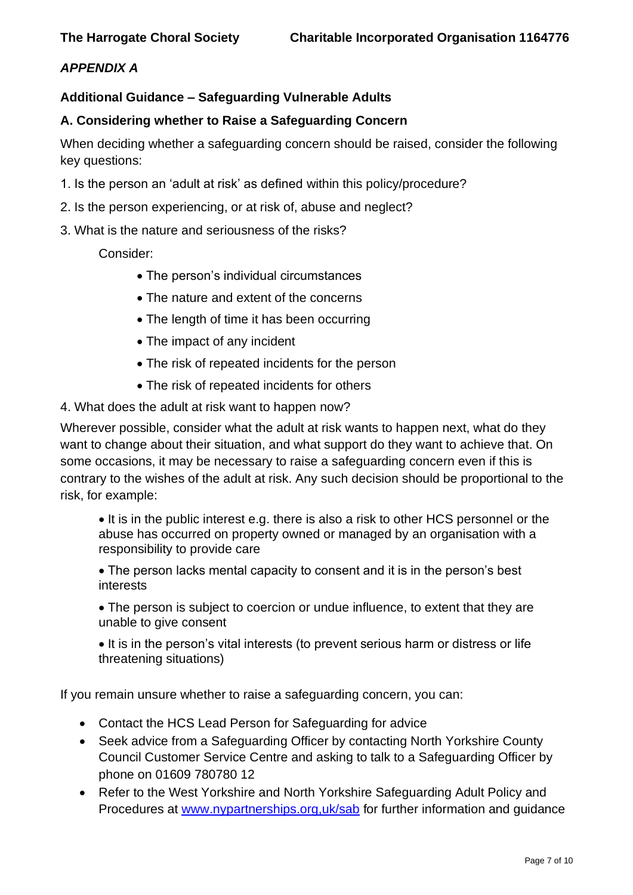*APPENDIX A*

**Additional Guidance – Safeguarding Vulnerable Adults**

**A. Considering whether to Raise a Safeguarding Concern**

When deciding whether a safeguarding concern should be raised, consider the following key questions:

1. Is the person an 'adult at risk' as defined within this policy/procedure?
2. Is the person experiencing, or at risk of, abuse and neglect?
3. What is the nature and seriousness of the risks?

   Consider:

   - The person's individual circumstances
   - The nature and extent of the concerns
   - The length of time it has been occurring
   - The impact of any incident
   - The risk of repeated incidents for the person
   - The risk of repeated incidents for others

4. What does the adult at risk want to happen now?

Wherever possible, consider what the adult at risk wants to happen next, what do they want to change about their situation, and what support do they want to achieve that. On some occasions, it may be necessary to raise a safeguarding concern even if this is contrary to the wishes of the adult at risk. Any such decision should be proportional to the risk, for example:

- It is in the public interest e.g. there is also a risk to other HCS personnel or the abuse has occurred on property owned or managed by an organisation with a responsibility to provide care
- The person lacks mental capacity to consent and it is in the person's best interests
- The person is subject to coercion or undue influence, to extent that they are unable to give consent
- It is in the person's vital interests (to prevent serious harm or distress or life threatening situations)

If you remain unsure whether to raise a safeguarding concern, you can:

- Contact the HCS Lead Person for Safeguarding for advice
- Seek advice from a Safeguarding Officer by contacting North Yorkshire County Council Customer Service Centre and asking to talk to a Safeguarding Officer by phone on 01609 780780 12
- Refer to the West Yorkshire and North Yorkshire Safeguarding Adult Policy and Procedures at www.nypartnerships.org,uk/sab for further information and guidance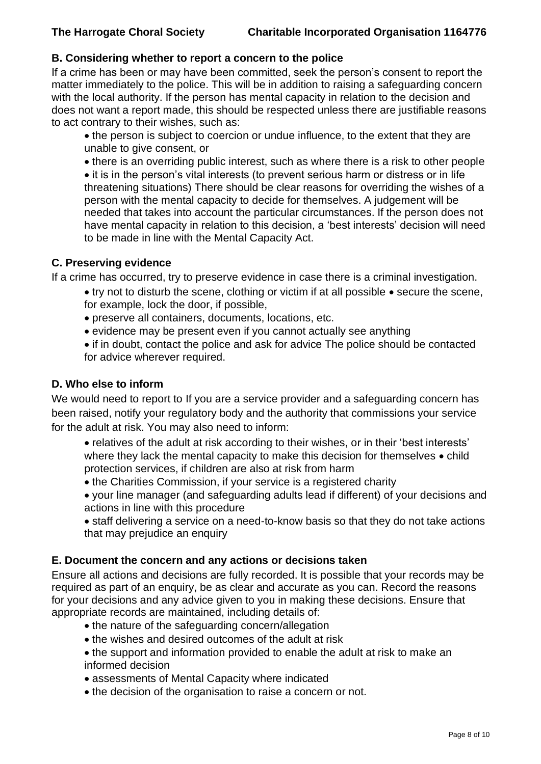## B. Considering whether to report a concern to the police

If a crime has been or may have been committed, seek the person's consent to report the matter immediately to the police. This will be in addition to raising a safeguarding concern with the local authority. If the person has mental capacity in relation to the decision and does not want a report made, this should be respected unless there are justifiable reasons to act contrary to their wishes, such as:

- the person is subject to coercion or undue influence, to the extent that they are unable to give consent, or
- there is an overriding public interest, such as where there is a risk to other people
- it is in the person's vital interests (to prevent serious harm or distress or in life threatening situations) There should be clear reasons for overriding the wishes of a person with the mental capacity to decide for themselves. A judgement will be needed that takes into account the particular circumstances. If the person does not have mental capacity in relation to this decision, a 'best interests' decision will need to be made in line with the Mental Capacity Act.

## C. Preserving evidence

If a crime has occurred, try to preserve evidence in case there is a criminal investigation.

- try not to disturb the scene, clothing or victim if at all possible • secure the scene, for example, lock the door, if possible,
- preserve all containers, documents, locations, etc.
- evidence may be present even if you cannot actually see anything
- if in doubt, contact the police and ask for advice The police should be contacted for advice wherever required.

## D. Who else to inform

We would need to report to If you are a service provider and a safeguarding concern has been raised, notify your regulatory body and the authority that commissions your service for the adult at risk. You may also need to inform:

- relatives of the adult at risk according to their wishes, or in their 'best interests' where they lack the mental capacity to make this decision for themselves • child protection services, if children are also at risk from harm
- the Charities Commission, if your service is a registered charity
- your line manager (and safeguarding adults lead if different) of your decisions and actions in line with this procedure
- staff delivering a service on a need-to-know basis so that they do not take actions that may prejudice an enquiry

## E. Document the concern and any actions or decisions taken

Ensure all actions and decisions are fully recorded. It is possible that your records may be required as part of an enquiry, be as clear and accurate as you can. Record the reasons for your decisions and any advice given to you in making these decisions. Ensure that appropriate records are maintained, including details of:

- the nature of the safeguarding concern/allegation
- the wishes and desired outcomes of the adult at risk
- the support and information provided to enable the adult at risk to make an informed decision
- assessments of Mental Capacity where indicated
- the decision of the organisation to raise a concern or not.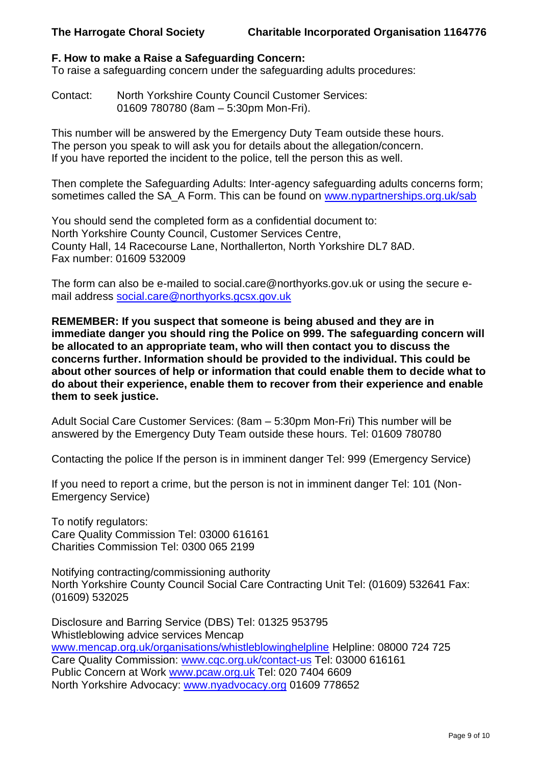**F. How to make a Raise a Safeguarding Concern:**

To raise a safeguarding concern under the safeguarding adults procedures:

Contact: North Yorkshire County Council Customer Services: 01609 780780 (8am – 5:30pm Mon-Fri).

This number will be answered by the Emergency Duty Team outside these hours.
The person you speak to will ask you for details about the allegation/concern.
If you have reported the incident to the police, tell the person this as well.

Then complete the Safeguarding Adults: Inter-agency safeguarding adults concerns form; sometimes called the SA_A Form. This can be found on www.nypartnerships.org.uk/sab

You should send the completed form as a confidential document to:
North Yorkshire County Council, Customer Services Centre,
County Hall, 14 Racecourse Lane, Northallerton, North Yorkshire DL7 8AD.
Fax number: 01609 532009

The form can also be e-mailed to social.care@northyorks.gov.uk or using the secure e-mail address social.care@northyorks.gcsx.gov.uk

**REMEMBER: If you suspect that someone is being abused and they are in immediate danger you should ring the Police on 999. The safeguarding concern will be allocated to an appropriate team, who will then contact you to discuss the concerns further. Information should be provided to the individual. This could be about other sources of help or information that could enable them to decide what to do about their experience, enable them to recover from their experience and enable them to seek justice.**

Adult Social Care Customer Services: (8am – 5:30pm Mon-Fri) This number will be answered by the Emergency Duty Team outside these hours. Tel: 01609 780780

Contacting the police If the person is in imminent danger Tel: 999 (Emergency Service)

If you need to report a crime, but the person is not in imminent danger Tel: 101 (Non-Emergency Service)

To notify regulators:
Care Quality Commission Tel: 03000 616161
Charities Commission Tel: 0300 065 2199

Notifying contracting/commissioning authority
North Yorkshire County Council Social Care Contracting Unit Tel: (01609) 532641 Fax: (01609) 532025

Disclosure and Barring Service (DBS) Tel: 01325 953795
Whistleblowing advice services Mencap
www.mencap.org.uk/organisations/whistleblowinghelpline Helpline: 08000 724 725
Care Quality Commission: www.cqc.org.uk/contact-us Tel: 03000 616161
Public Concern at Work www.pcaw.org.uk Tel: 020 7404 6609
North Yorkshire Advocacy: www.nyadvocacy.org 01609 778652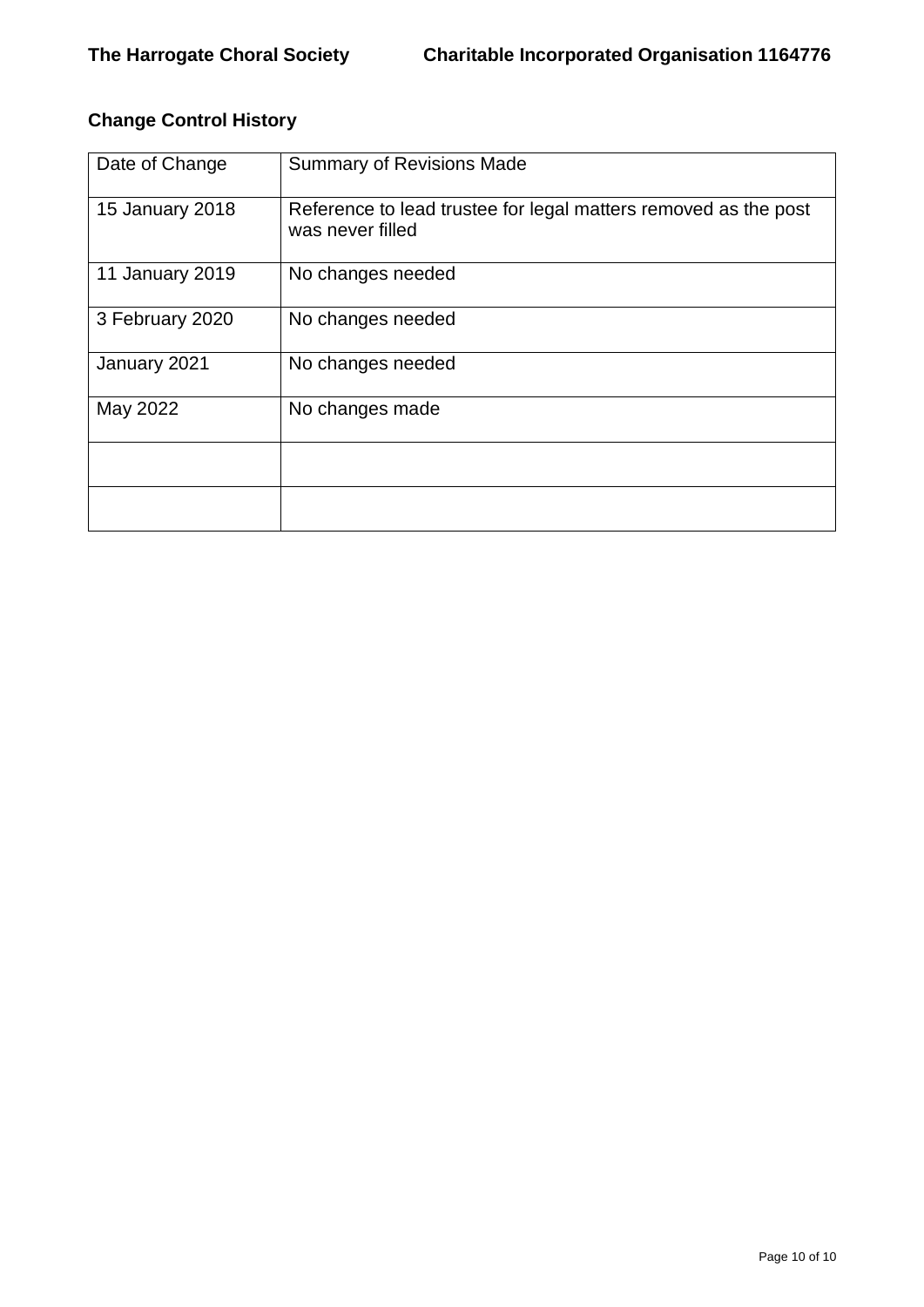## Change Control History

| Date of Change | Summary of Revisions Made |
|---|---|
| 15 January 2018 | Reference to lead trustee for legal matters removed as the post was never filled |
| 11 January 2019 | No changes needed |
| 3 February 2020 | No changes needed |
| January 2021 | No changes needed |
| May 2022 | No changes made |
| | |
| | |